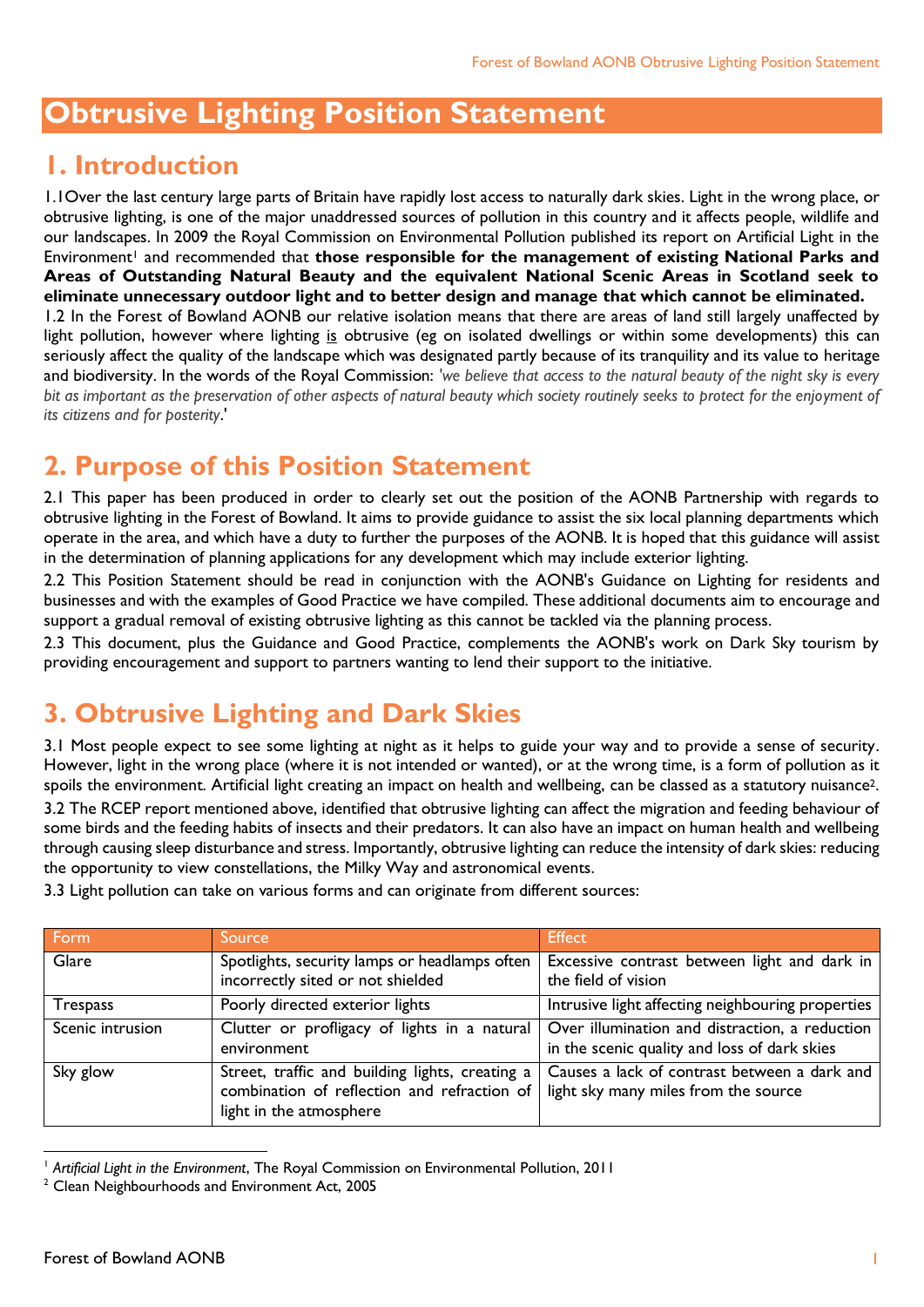# Obtrusive Lighting Position Statement

## 1. Introduction

1.1Over the last century large parts of Britain have rapidly lost access to naturally dark skies. Light in the wrong place, or obtrusive lighting, is one of the major unaddressed sources of pollution in this country and it affects people, wildlife and our landscapes. In 2009 the Royal Commission on Environmental Pollution published its report on Artificial Light in the Environment[1] and recommended that **those responsible for the management of existing National Parks and Areas of Outstanding Natural Beauty and the equivalent National Scenic Areas in Scotland seek to eliminate unnecessary outdoor light and to better design and manage that which cannot be eliminated.**

1.2 In the Forest of Bowland AONB our relative isolation means that there are areas of land still largely unaffected by light pollution, however where lighting is obtrusive (eg on isolated dwellings or within some developments) this can seriously affect the quality of the landscape which was designated partly because of its tranquility and its value to heritage and biodiversity. In the words of the Royal Commission: '*we believe that access to the natural beauty of the night sky is every bit as important as the preservation of other aspects of natural beauty which society routinely seeks to protect for the enjoyment of its citizens and for posterity*.'

## 2. Purpose of this Position Statement

2.1 This paper has been produced in order to clearly set out the position of the AONB Partnership with regards to obtrusive lighting in the Forest of Bowland. It aims to provide guidance to assist the six local planning departments which operate in the area, and which have a duty to further the purposes of the AONB. It is hoped that this guidance will assist in the determination of planning applications for any development which may include exterior lighting.

2.2 This Position Statement should be read in conjunction with the AONB's Guidance on Lighting for residents and businesses and with the examples of Good Practice we have compiled. These additional documents aim to encourage and support a gradual removal of existing obtrusive lighting as this cannot be tackled via the planning process.

2.3 This document, plus the Guidance and Good Practice, complements the AONB's work on Dark Sky tourism by providing encouragement and support to partners wanting to lend their support to the initiative.

## 3. Obtrusive Lighting and Dark Skies

3.1 Most people expect to see some lighting at night as it helps to guide your way and to provide a sense of security. However, light in the wrong place (where it is not intended or wanted), or at the wrong time, is a form of pollution as it spoils the environment. Artificial light creating an impact on health and wellbeing, can be classed as a statutory nuisance[2].

3.2 The RCEP report mentioned above, identified that obtrusive lighting can affect the migration and feeding behaviour of some birds and the feeding habits of insects and their predators. It can also have an impact on human health and wellbeing through causing sleep disturbance and stress. Importantly, obtrusive lighting can reduce the intensity of dark skies: reducing the opportunity to view constellations, the Milky Way and astronomical events.

3.3 Light pollution can take on various forms and can originate from different sources:

| Form | Source | Effect |
| --- | --- | --- |
| Glare | Spotlights, security lamps or headlamps often incorrectly sited or not shielded | Excessive contrast between light and dark in the field of vision |
| Trespass | Poorly directed exterior lights | Intrusive light affecting neighbouring properties |
| Scenic intrusion | Clutter or profligacy of lights in a natural environment | Over illumination and distraction, a reduction in the scenic quality and loss of dark skies |
| Sky glow | Street, traffic and building lights, creating a combination of reflection and refraction of light in the atmosphere | Causes a lack of contrast between a dark and light sky many miles from the source |

[1] *Artificial Light in the Environment*, The Royal Commission on Environmental Pollution, 2011

[2] Clean Neighbourhoods and Environment Act, 2005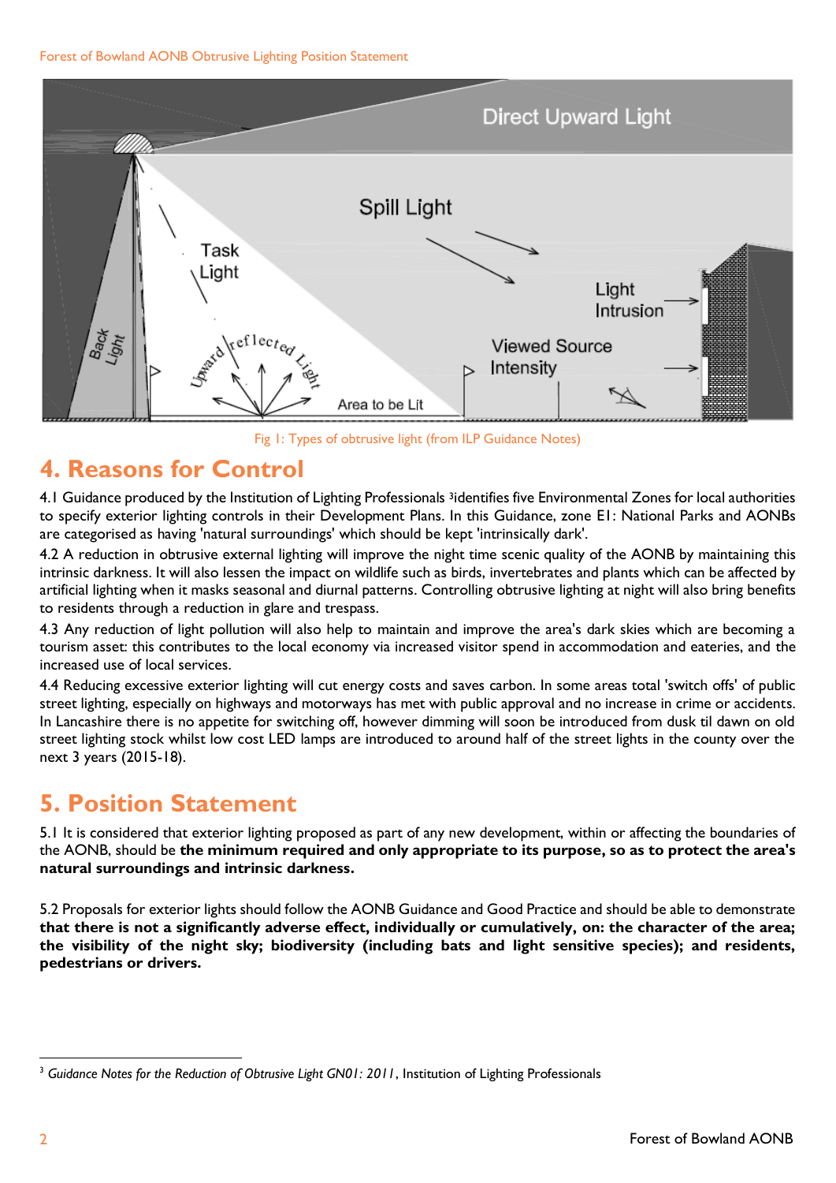Direct Upward Light

Spill Light

Task Light

Light Intrusion

Back Light

Upward reflected Light

Viewed Source Intensity

Area to be Lit

Fig 1: Types of obtrusive light (from ILP Guidance Notes)

## 4. Reasons for Control

4.1 Guidance produced by the Institution of Lighting Professionals [3]identifies five Environmental Zones for local authorities to specify exterior lighting controls in their Development Plans. In this Guidance, zone E1: National Parks and AONBs are categorised as having 'natural surroundings' which should be kept 'intrinsically dark'.

4.2 A reduction in obtrusive external lighting will improve the night time scenic quality of the AONB by maintaining this intrinsic darkness. It will also lessen the impact on wildlife such as birds, invertebrates and plants which can be affected by artificial lighting when it masks seasonal and diurnal patterns. Controlling obtrusive lighting at night will also bring benefits to residents through a reduction in glare and trespass.

4.3 Any reduction of light pollution will also help to maintain and improve the area's dark skies which are becoming a tourism asset: this contributes to the local economy via increased visitor spend in accommodation and eateries, and the increased use of local services.

4.4 Reducing excessive exterior lighting will cut energy costs and saves carbon. In some areas total 'switch offs' of public street lighting, especially on highways and motorways has met with public approval and no increase in crime or accidents. In Lancashire there is no appetite for switching off, however dimming will soon be introduced from dusk til dawn on old street lighting stock whilst low cost LED lamps are introduced to around half of the street lights in the county over the next 3 years (2015-18).

## 5. Position Statement

5.1 It is considered that exterior lighting proposed as part of any new development, within or affecting the boundaries of the AONB, should be **the minimum required and only appropriate to its purpose, so as to protect the area's natural surroundings and intrinsic darkness.**

5.2 Proposals for exterior lights should follow the AONB Guidance and Good Practice and should be able to demonstrate **that there is not a significantly adverse effect, individually or cumulatively, on: the character of the area; the visibility of the night sky; biodiversity (including bats and light sensitive species); and residents, pedestrians or drivers.**

---

[3] *Guidance Notes for the Reduction of Obtrusive Light GN01: 2011*, Institution of Lighting Professionals